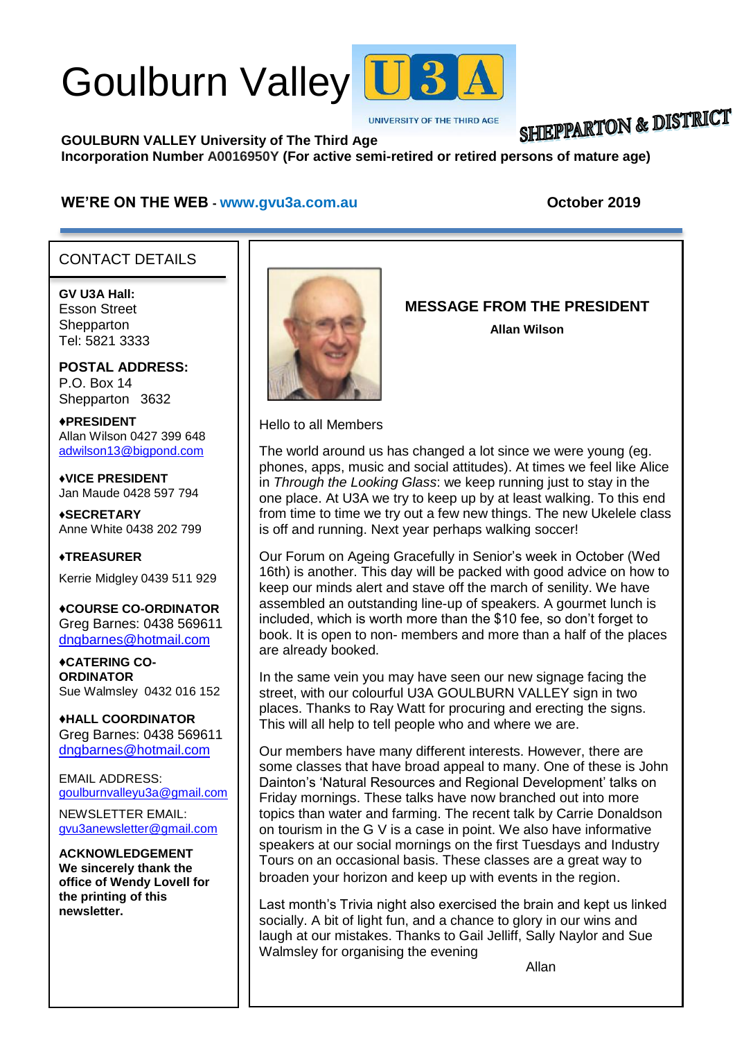# Goulburn Valley U3A

UNIVERSITY OF THE THIRD AGE

SHEPPARTON & DISTRICT

**GOULBURN VALLEY University of The Third Age**
**Incorporation Number A0016950Y (For active semi-retired or retired persons of mature age)**

**WE'RE ON THE WEB - www.gvu3a.com.au** **October 2019**

## CONTACT DETAILS

**GV U3A Hall:**
Esson Street
Shepparton
Tel: 5821 3333

**POSTAL ADDRESS:**
P.O. Box 14
Shepparton 3632

**♦PRESIDENT**
Allan Wilson 0427 399 648
adwilson13@bigpond.com

**♦VICE PRESIDENT**
Jan Maude 0428 597 794

**♦SECRETARY**
Anne White 0438 202 799

**♦TREASURER**
Kerrie Midgley 0439 511 929

**♦COURSE CO-ORDINATOR**
Greg Barnes: 0438 569611
dngbarnes@hotmail.com

**♦CATERING CO-ORDINATOR**
Sue Walmsley 0432 016 152

**♦HALL COORDINATOR**
Greg Barnes: 0438 569611
dngbarnes@hotmail.com

EMAIL ADDRESS:
goulburnvalleyu3a@gmail.com

NEWSLETTER EMAIL:
gvu3anewsletter@gmail.com

**ACKNOWLEDGEMENT**
**We sincerely thank the office of Wendy Lovell for the printing of this newsletter.**

## MESSAGE FROM THE PRESIDENT

**Allan Wilson**

Hello to all Members

The world around us has changed a lot since we were young (eg. phones, apps, music and social attitudes). At times we feel like Alice in *Through the Looking Glass*: we keep running just to stay in the one place. At U3A we try to keep up by at least walking. To this end from time to time we try out a few new things. The new Ukelele class is off and running. Next year perhaps walking soccer!

Our Forum on Ageing Gracefully in Senior's week in October (Wed 16th) is another. This day will be packed with good advice on how to keep our minds alert and stave off the march of senility. We have assembled an outstanding line-up of speakers. A gourmet lunch is included, which is worth more than the $10 fee, so don't forget to book. It is open to non- members and more than a half of the places are already booked.

In the same vein you may have seen our new signage facing the street, with our colourful U3A GOULBURN VALLEY sign in two places. Thanks to Ray Watt for procuring and erecting the signs. This will all help to tell people who and where we are.

Our members have many different interests. However, there are some classes that have broad appeal to many. One of these is John Dainton's 'Natural Resources and Regional Development' talks on Friday mornings. These talks have now branched out into more topics than water and farming. The recent talk by Carrie Donaldson on tourism in the G V is a case in point. We also have informative speakers at our social mornings on the first Tuesdays and Industry Tours on an occasional basis. These classes are a great way to broaden your horizon and keep up with events in the region.

Last month's Trivia night also exercised the brain and kept us linked socially. A bit of light fun, and a chance to glory in our wins and laugh at our mistakes. Thanks to Gail Jelliff, Sally Naylor and Sue Walmsley for organising the evening

Allan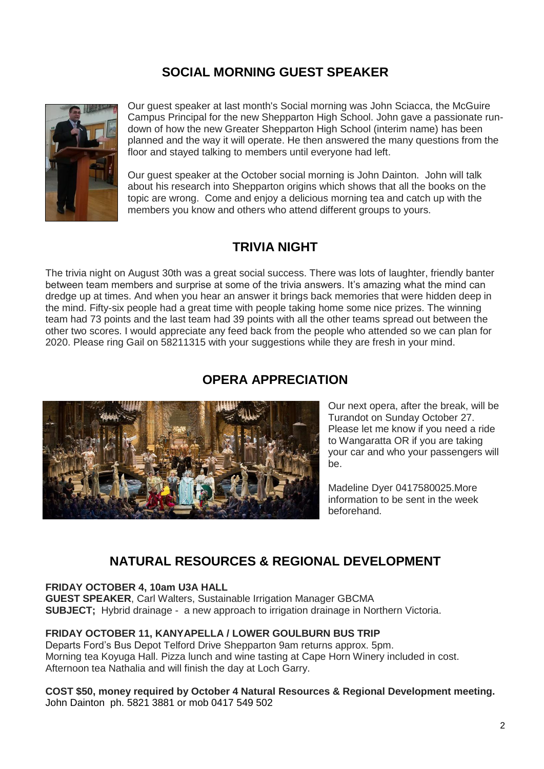## SOCIAL MORNING GUEST SPEAKER

Our guest speaker at last month's Social morning was John Sciacca, the McGuire Campus Principal for the new Shepparton High School. John gave a passionate run-down of how the new Greater Shepparton High School (interim name) has been planned and the way it will operate. He then answered the many questions from the floor and stayed talking to members until everyone had left.

Our guest speaker at the October social morning is John Dainton. John will talk about his research into Shepparton origins which shows that all the books on the topic are wrong. Come and enjoy a delicious morning tea and catch up with the members you know and others who attend different groups to yours.

## TRIVIA NIGHT

The trivia night on August 30th was a great social success. There was lots of laughter, friendly banter between team members and surprise at some of the trivia answers. It's amazing what the mind can dredge up at times. And when you hear an answer it brings back memories that were hidden deep in the mind. Fifty-six people had a great time with people taking home some nice prizes. The winning team had 73 points and the last team had 39 points with all the other teams spread out between the other two scores. I would appreciate any feed back from the people who attended so we can plan for 2020. Please ring Gail on 58211315 with your suggestions while they are fresh in your mind.

## OPERA APPRECIATION

Our next opera, after the break, will be Turandot on Sunday October 27. Please let me know if you need a ride to Wangaratta OR if you are taking your car and who your passengers will be.

Madeline Dyer 0417580025.More information to be sent in the week beforehand.

## NATURAL RESOURCES & REGIONAL DEVELOPMENT

**FRIDAY OCTOBER 4, 10am U3A HALL**
**GUEST SPEAKER**, Carl Walters, Sustainable Irrigation Manager GBCMA
**SUBJECT;** Hybrid drainage - a new approach to irrigation drainage in Northern Victoria.

**FRIDAY OCTOBER 11, KANYAPELLA / LOWER GOULBURN BUS TRIP**
Departs Ford's Bus Depot Telford Drive Shepparton 9am returns approx. 5pm.
Morning tea Koyuga Hall. Pizza lunch and wine tasting at Cape Horn Winery included in cost.
Afternoon tea Nathalia and will finish the day at Loch Garry.

**COST $50, money required by October 4 Natural Resources & Regional Development meeting.**
John Dainton ph. 5821 3881 or mob 0417 549 502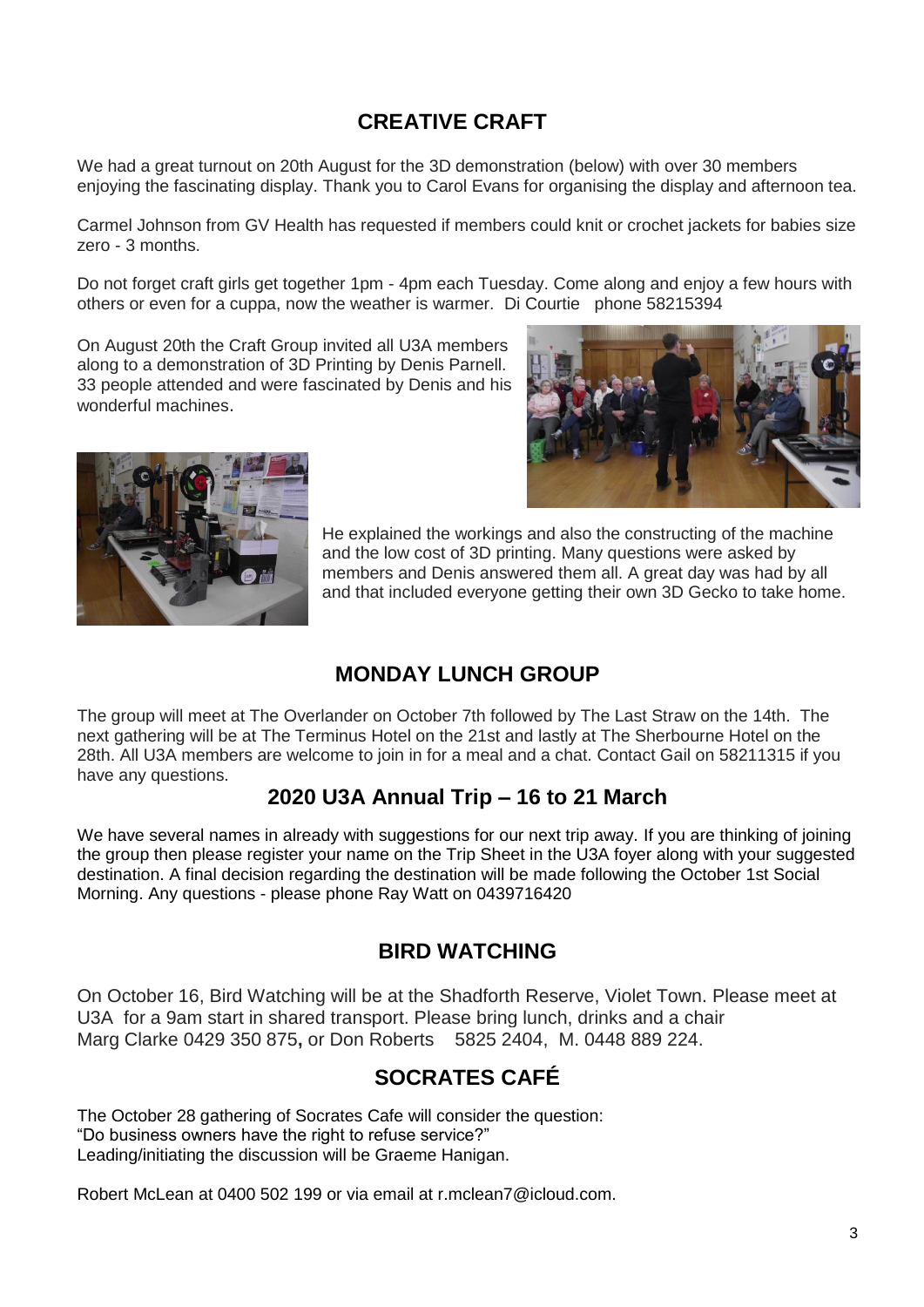## CREATIVE CRAFT

We had a great turnout on 20th August for the 3D demonstration (below) with over 30 members enjoying the fascinating display. Thank you to Carol Evans for organising the display and afternoon tea.

Carmel Johnson from GV Health has requested if members could knit or crochet jackets for babies size zero - 3 months.

Do not forget craft girls get together 1pm - 4pm each Tuesday. Come along and enjoy a few hours with others or even for a cuppa, now the weather is warmer. Di Courtie phone 58215394

On August 20th the Craft Group invited all U3A members along to a demonstration of 3D Printing by Denis Parnell. 33 people attended and were fascinated by Denis and his wonderful machines.

He explained the workings and also the constructing of the machine and the low cost of 3D printing. Many questions were asked by members and Denis answered them all. A great day was had by all and that included everyone getting their own 3D Gecko to take home.

## MONDAY LUNCH GROUP

The group will meet at The Overlander on October 7th followed by The Last Straw on the 14th. The next gathering will be at The Terminus Hotel on the 21st and lastly at The Sherbourne Hotel on the 28th. All U3A members are welcome to join in for a meal and a chat. Contact Gail on 58211315 if you have any questions.

## 2020 U3A Annual Trip – 16 to 21 March

We have several names in already with suggestions for our next trip away. If you are thinking of joining the group then please register your name on the Trip Sheet in the U3A foyer along with your suggested destination. A final decision regarding the destination will be made following the October 1st Social Morning. Any questions - please phone Ray Watt on 0439716420

## BIRD WATCHING

On October 16, Bird Watching will be at the Shadforth Reserve, Violet Town. Please meet at U3A for a 9am start in shared transport. Please bring lunch, drinks and a chair
Marg Clarke 0429 350 875, or Don Roberts 5825 2404, M. 0448 889 224.

## SOCRATES CAFÉ

The October 28 gathering of Socrates Cafe will consider the question:
"Do business owners have the right to refuse service?"
Leading/initiating the discussion will be Graeme Hanigan.

Robert McLean at 0400 502 199 or via email at r.mclean7@icloud.com.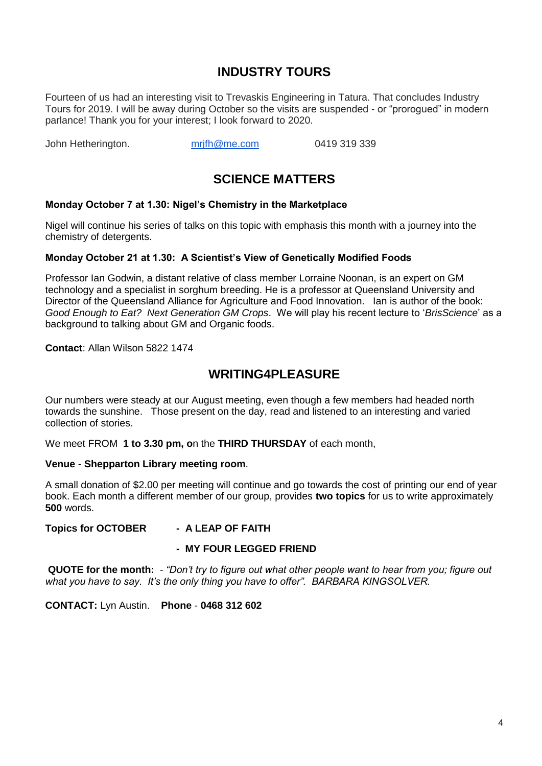## INDUSTRY TOURS

Fourteen of us had an interesting visit to Trevaskis Engineering in Tatura. That concludes Industry Tours for 2019. I will be away during October so the visits are suspended - or "prorogued" in modern parlance! Thank you for your interest; I look forward to 2020.

John Hetherington. mrjfh@me.com 0419 319 339

## SCIENCE MATTERS

**Monday October 7 at 1.30: Nigel's Chemistry in the Marketplace**

Nigel will continue his series of talks on this topic with emphasis this month with a journey into the chemistry of detergents.

**Monday October 21 at 1.30: A Scientist's View of Genetically Modified Foods**

Professor Ian Godwin, a distant relative of class member Lorraine Noonan, is an expert on GM technology and a specialist in sorghum breeding. He is a professor at Queensland University and Director of the Queensland Alliance for Agriculture and Food Innovation. Ian is author of the book: *Good Enough to Eat? Next Generation GM Crops*. We will play his recent lecture to '*BrisScience*' as a background to talking about GM and Organic foods.

**Contact**: Allan Wilson 5822 1474

## WRITING4PLEASURE

Our numbers were steady at our August meeting, even though a few members had headed north towards the sunshine. Those present on the day, read and listened to an interesting and varied collection of stories.

We meet FROM **1 to 3.30 pm, o**n the **THIRD THURSDAY** of each month,

**Venue** - **Shepparton Library meeting room**.

A small donation of $2.00 per meeting will continue and go towards the cost of printing our end of year book. Each month a different member of our group, provides **two topics** for us to write approximately **500** words.

**Topics for OCTOBER - A LEAP OF FAITH**

**- MY FOUR LEGGED FRIEND**

**QUOTE for the month:** - *"Don't try to figure out what other people want to hear from you; figure out what you have to say. It's the only thing you have to offer". BARBARA KINGSOLVER.*

**CONTACT:** Lyn Austin. **Phone** - **0468 312 602**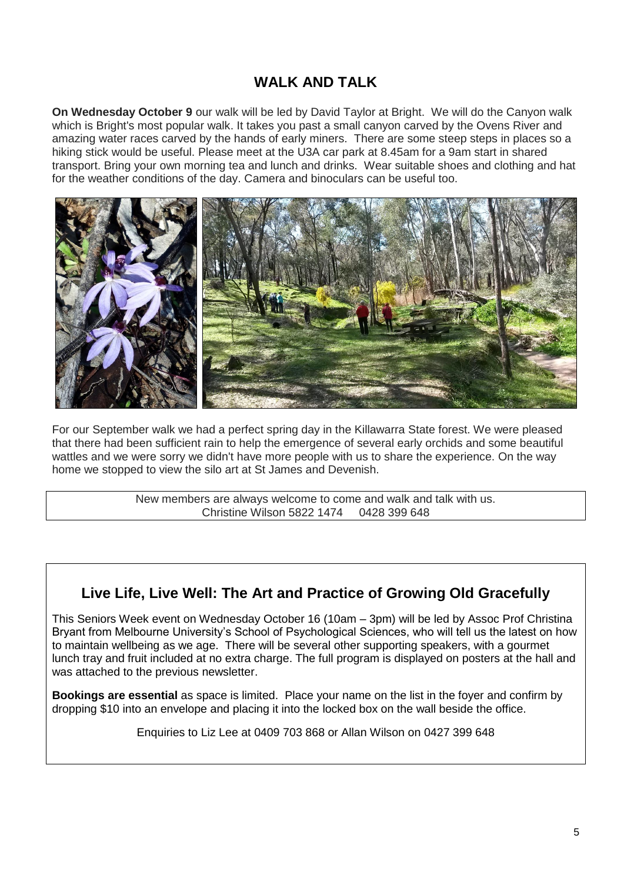## WALK AND TALK

**On Wednesday October 9** our walk will be led by David Taylor at Bright. We will do the Canyon walk which is Bright's most popular walk. It takes you past a small canyon carved by the Ovens River and amazing water races carved by the hands of early miners. There are some steep steps in places so a hiking stick would be useful. Please meet at the U3A car park at 8.45am for a 9am start in shared transport. Bring your own morning tea and lunch and drinks. Wear suitable shoes and clothing and hat for the weather conditions of the day. Camera and binoculars can be useful too.

For our September walk we had a perfect spring day in the Killawarra State forest. We were pleased that there had been sufficient rain to help the emergence of several early orchids and some beautiful wattles and we were sorry we didn't have more people with us to share the experience. On the way home we stopped to view the silo art at St James and Devenish.

New members are always welcome to come and walk and talk with us.
Christine Wilson 5822 1474 0428 399 648

## Live Life, Live Well: The Art and Practice of Growing Old Gracefully

This Seniors Week event on Wednesday October 16 (10am – 3pm) will be led by Assoc Prof Christina Bryant from Melbourne University's School of Psychological Sciences, who will tell us the latest on how to maintain wellbeing as we age. There will be several other supporting speakers, with a gourmet lunch tray and fruit included at no extra charge. The full program is displayed on posters at the hall and was attached to the previous newsletter.

**Bookings are essential** as space is limited. Place your name on the list in the foyer and confirm by dropping $10 into an envelope and placing it into the locked box on the wall beside the office.

Enquiries to Liz Lee at 0409 703 868 or Allan Wilson on 0427 399 648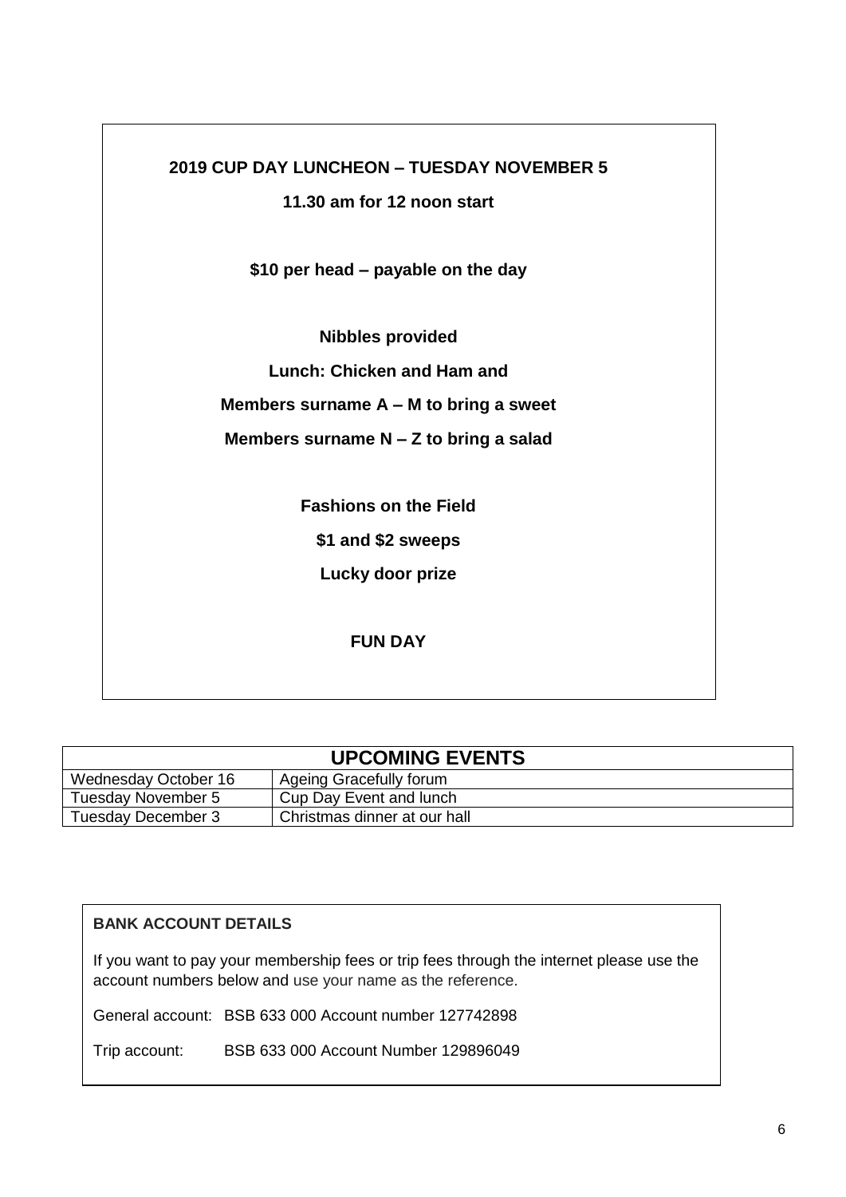**2019 CUP DAY LUNCHEON – TUESDAY NOVEMBER 5**

**11.30 am for 12 noon start**

**$10 per head – payable on the day**

**Nibbles provided**

**Lunch: Chicken and Ham and**

**Members surname A – M to bring a sweet**

**Members surname N – Z to bring a salad**

**Fashions on the Field**

**$1 and $2 sweeps**

**Lucky door prize**

**FUN DAY**

| UPCOMING EVENTS | |
|---|---|
| Wednesday October 16 | Ageing Gracefully forum |
| Tuesday November 5 | Cup Day Event and lunch |
| Tuesday December 3 | Christmas dinner at our hall |

**BANK ACCOUNT DETAILS**

If you want to pay your membership fees or trip fees through the internet please use the account numbers below and use your name as the reference.

General account: BSB 633 000 Account number 127742898

Trip account: BSB 633 000 Account Number 129896049